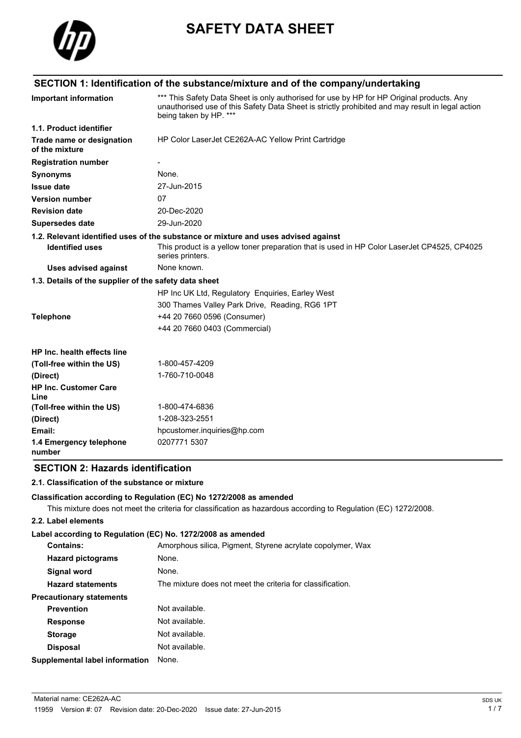# SAFETY DATA SHEET

## SECTION 1: Identification of the substance/mixture and of the company/undertaking

| | |
|---|---|
| **Important information** | *** This Safety Data Sheet is only authorised for use by HP for HP Original products. Any unauthorised use of this Safety Data Sheet is strictly prohibited and may result in legal action being taken by HP. *** |
| **1.1. Product identifier** | |
| **Trade name or designation of the mixture** | HP Color LaserJet CE262A-AC Yellow Print Cartridge |
| **Registration number** | - |
| **Synonyms** | None. |
| **Issue date** | 27-Jun-2015 |
| **Version number** | 07 |
| **Revision date** | 20-Dec-2020 |
| **Supersedes date** | 29-Jun-2020 |

**1.2. Relevant identified uses of the substance or mixture and uses advised against**

| | |
|---|---|
| **Identified uses** | This product is a yellow toner preparation that is used in HP Color LaserJet CP4525, CP4025 series printers. |
| **Uses advised against** | None known. |

**1.3. Details of the supplier of the safety data sheet**

| | |
|---|---|
| | HP Inc UK Ltd, Regulatory Enquiries, Earley West |
| | 300 Thames Valley Park Drive, Reading, RG6 1PT |
| **Telephone** | +44 20 7660 0596 (Consumer) |
| | +44 20 7660 0403 (Commercial) |
| **HP Inc. health effects line** | |
| **(Toll-free within the US)** | 1-800-457-4209 |
| **(Direct)** | 1-760-710-0048 |
| **HP Inc. Customer Care Line** | |
| **(Toll-free within the US)** | 1-800-474-6836 |
| **(Direct)** | 1-208-323-2551 |
| **Email:** | hpcustomer.inquiries@hp.com |
| **1.4 Emergency telephone number** | 0207771 5307 |

## SECTION 2: Hazards identification

**2.1. Classification of the substance or mixture**

**Classification according to Regulation (EC) No 1272/2008 as amended**

This mixture does not meet the criteria for classification as hazardous according to Regulation (EC) 1272/2008.

**2.2. Label elements**

**Label according to Regulation (EC) No. 1272/2008 as amended**

| | |
|---|---|
| **Contains:** | Amorphous silica, Pigment, Styrene acrylate copolymer, Wax |
| **Hazard pictograms** | None. |
| **Signal word** | None. |
| **Hazard statements** | The mixture does not meet the criteria for classification. |
| **Precautionary statements** | |
| **Prevention** | Not available. |
| **Response** | Not available. |
| **Storage** | Not available. |
| **Disposal** | Not available. |
| **Supplemental label information** | None. |

Material name: CE262A-AC
11959 Version #: 07 Revision date: 20-Dec-2020 Issue date: 27-Jun-2015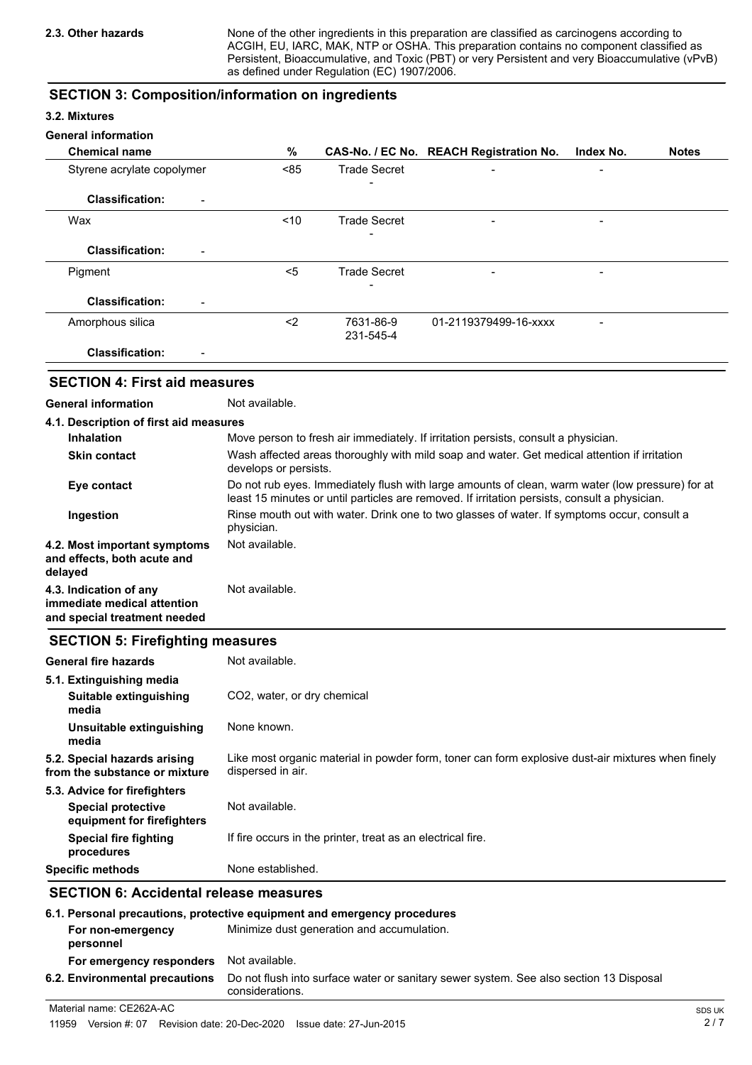**2.3. Other hazards**

None of the other ingredients in this preparation are classified as carcinogens according to ACGIH, EU, IARC, MAK, NTP or OSHA. This preparation contains no component classified as Persistent, Bioaccumulative, and Toxic (PBT) or very Persistent and very Bioaccumulative (vPvB) as defined under Regulation (EC) 1907/2006.

## SECTION 3: Composition/information on ingredients

### 3.2. Mixtures

**General information**

| Chemical name | % | CAS-No. / EC No. | REACH Registration No. | Index No. | Notes |
|---|---|---|---|---|---|
| Styrene acrylate copolymer | <85 | Trade Secret<br>- | - | - | |
| **Classification:** - | | | | | |
| Wax | <10 | Trade Secret<br>- | - | - | |
| **Classification:** - | | | | | |
| Pigment | <5 | Trade Secret<br>- | - | - | |
| **Classification:** - | | | | | |
| Amorphous silica | <2 | 7631-86-9<br>231-545-4 | 01-2119379499-16-xxxx | - | |
| **Classification:** - | | | | | |

## SECTION 4: First aid measures

**General information** Not available.

**4.1. Description of first aid measures**

- **Inhalation**: Move person to fresh air immediately. If irritation persists, consult a physician.
- **Skin contact**: Wash affected areas thoroughly with mild soap and water. Get medical attention if irritation develops or persists.
- **Eye contact**: Do not rub eyes. Immediately flush with large amounts of clean, warm water (low pressure) for at least 15 minutes or until particles are removed. If irritation persists, consult a physician.
- **Ingestion**: Rinse mouth out with water. Drink one to two glasses of water. If symptoms occur, consult a physician.

**4.2. Most important symptoms and effects, both acute and delayed** Not available.

**4.3. Indication of any immediate medical attention and special treatment needed** Not available.

## SECTION 5: Firefighting measures

**General fire hazards** Not available.

**5.1. Extinguishing media**

- **Suitable extinguishing media**: $CO_2$, water, or dry chemical
- **Unsuitable extinguishing media**: None known.

**5.2. Special hazards arising from the substance or mixture** Like most organic material in powder form, toner can form explosive dust-air mixtures when finely dispersed in air.

**5.3. Advice for firefighters**

- **Special protective equipment for firefighters**: Not available.
- **Special fire fighting procedures**: If fire occurs in the printer, treat as an electrical fire.

**Specific methods** None established.

## SECTION 6: Accidental release measures

**6.1. Personal precautions, protective equipment and emergency procedures**

- **For non-emergency personnel**: Minimize dust generation and accumulation.
- **For emergency responders**: Not available.

**6.2. Environmental precautions** Do not flush into surface water or sanitary sewer system. See also section 13 Disposal considerations.

Material name: CE262A-AC

11959 Version #: 07 Revision date: 20-Dec-2020 Issue date: 27-Jun-2015

SDS UK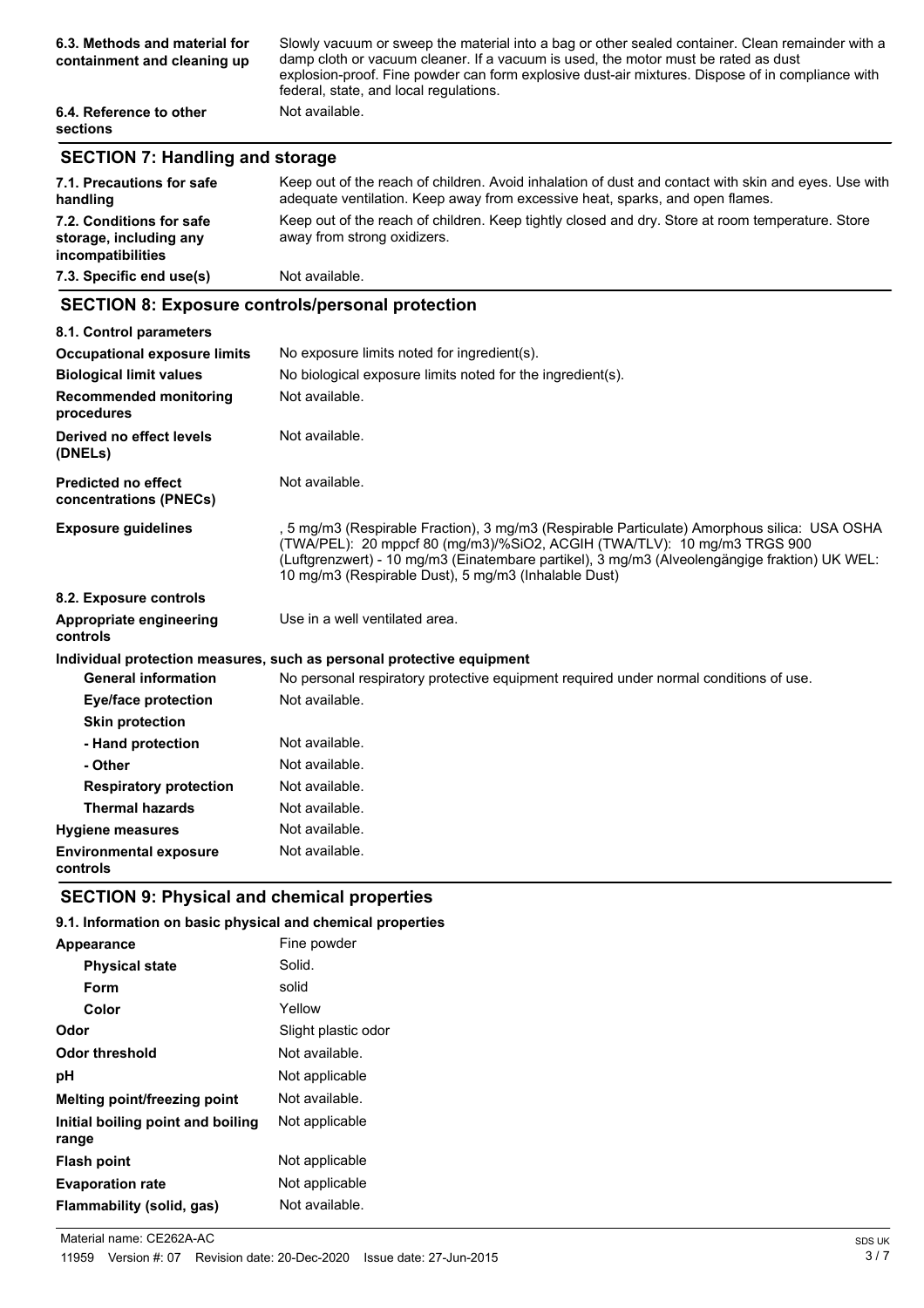| | |
|---|---|
| **6.3. Methods and material for containment and cleaning up** | Slowly vacuum or sweep the material into a bag or other sealed container. Clean remainder with a damp cloth or vacuum cleaner. If a vacuum is used, the motor must be rated as dust explosion-proof. Fine powder can form explosive dust-air mixtures. Dispose of in compliance with federal, state, and local regulations. |
| **6.4. Reference to other sections** | Not available. |

## SECTION 7: Handling and storage

| | |
|---|---|
| **7.1. Precautions for safe handling** | Keep out of the reach of children. Avoid inhalation of dust and contact with skin and eyes. Use with adequate ventilation. Keep away from excessive heat, sparks, and open flames. |
| **7.2. Conditions for safe storage, including any incompatibilities** | Keep out of the reach of children. Keep tightly closed and dry. Store at room temperature. Store away from strong oxidizers. |
| **7.3. Specific end use(s)** | Not available. |

## SECTION 8: Exposure controls/personal protection

**8.1. Control parameters**

| | |
|---|---|
| **Occupational exposure limits** | No exposure limits noted for ingredient(s). |
| **Biological limit values** | No biological exposure limits noted for the ingredient(s). |
| **Recommended monitoring procedures** | Not available. |
| **Derived no effect levels (DNELs)** | Not available. |
| **Predicted no effect concentrations (PNECs)** | Not available. |
| **Exposure guidelines** | , 5 mg/m3 (Respirable Fraction), 3 mg/m3 (Respirable Particulate) Amorphous silica: USA OSHA (TWA/PEL): 20 mppcf 80 (mg/m3)/%SiO2, ACGIH (TWA/TLV): 10 mg/m3 TRGS 900 (Luftgrenzwert) - 10 mg/m3 (Einatembare partikel), 3 mg/m3 (Alveolengängige fraktion) UK WEL: 10 mg/m3 (Respirable Dust), 5 mg/m3 (Inhalable Dust) |

**8.2. Exposure controls**

| | |
|---|---|
| **Appropriate engineering controls** | Use in a well ventilated area. |

**Individual protection measures, such as personal protective equipment**

| | |
|---|---|
| **General information** | No personal respiratory protective equipment required under normal conditions of use. |
| **Eye/face protection** | Not available. |
| **Skin protection** | |
| **- Hand protection** | Not available. |
| **- Other** | Not available. |
| **Respiratory protection** | Not available. |
| **Thermal hazards** | Not available. |
| **Hygiene measures** | Not available. |
| **Environmental exposure controls** | Not available. |

## SECTION 9: Physical and chemical properties

**9.1. Information on basic physical and chemical properties**

| | |
|---|---|
| **Appearance** | Fine powder |
| **Physical state** | Solid. |
| **Form** | solid |
| **Color** | Yellow |
| **Odor** | Slight plastic odor |
| **Odor threshold** | Not available. |
| **pH** | Not applicable |
| **Melting point/freezing point** | Not available. |
| **Initial boiling point and boiling range** | Not applicable |
| **Flash point** | Not applicable |
| **Evaporation rate** | Not applicable |
| **Flammability (solid, gas)** | Not available. |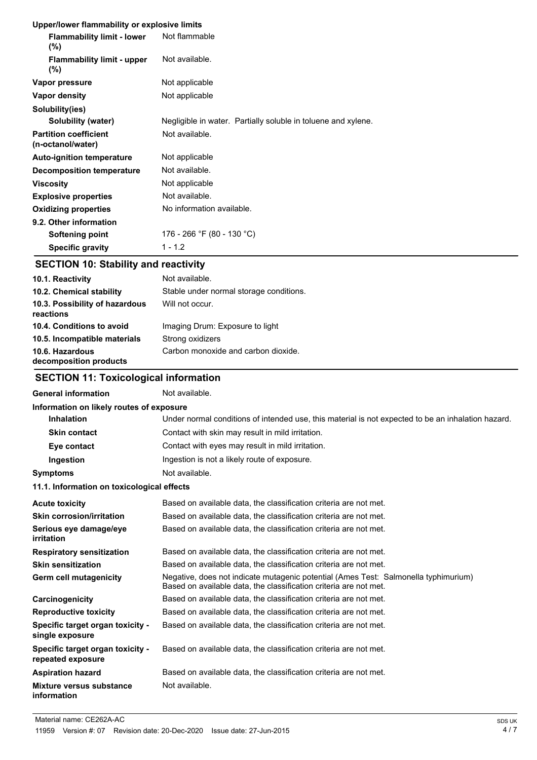**Upper/lower flammability or explosive limits**

| | |
|---|---|
| **Flammability limit - lower (%)** | Not flammable |
| **Flammability limit - upper (%)** | Not available. |
| **Vapor pressure** | Not applicable |
| **Vapor density** | Not applicable |
| **Solubility(ies)** | |
| **Solubility (water)** | Negligible in water. Partially soluble in toluene and xylene. |
| **Partition coefficient (n-octanol/water)** | Not available. |
| **Auto-ignition temperature** | Not applicable |
| **Decomposition temperature** | Not available. |
| **Viscosity** | Not applicable |
| **Explosive properties** | Not available. |
| **Oxidizing properties** | No information available. |
| **9.2. Other information** | |
| **Softening point** | 176 - 266 °F (80 - 130 °C) |
| **Specific gravity** | 1 - 1.2 |

## SECTION 10: Stability and reactivity

| | |
|---|---|
| **10.1. Reactivity** | Not available. |
| **10.2. Chemical stability** | Stable under normal storage conditions. |
| **10.3. Possibility of hazardous reactions** | Will not occur. |
| **10.4. Conditions to avoid** | Imaging Drum: Exposure to light |
| **10.5. Incompatible materials** | Strong oxidizers |
| **10.6. Hazardous decomposition products** | Carbon monoxide and carbon dioxide. |

## SECTION 11: Toxicological information

| | |
|---|---|
| **General information** | Not available. |

**Information on likely routes of exposure**

| | |
|---|---|
| **Inhalation** | Under normal conditions of intended use, this material is not expected to be an inhalation hazard. |
| **Skin contact** | Contact with skin may result in mild irritation. |
| **Eye contact** | Contact with eyes may result in mild irritation. |
| **Ingestion** | Ingestion is not a likely route of exposure. |
| **Symptoms** | Not available. |

**11.1. Information on toxicological effects**

| | |
|---|---|
| **Acute toxicity** | Based on available data, the classification criteria are not met. |
| **Skin corrosion/irritation** | Based on available data, the classification criteria are not met. |
| **Serious eye damage/eye irritation** | Based on available data, the classification criteria are not met. |
| **Respiratory sensitization** | Based on available data, the classification criteria are not met. |
| **Skin sensitization** | Based on available data, the classification criteria are not met. |
| **Germ cell mutagenicity** | Negative, does not indicate mutagenic potential (Ames Test: Salmonella typhimurium) Based on available data, the classification criteria are not met. |
| **Carcinogenicity** | Based on available data, the classification criteria are not met. |
| **Reproductive toxicity** | Based on available data, the classification criteria are not met. |
| **Specific target organ toxicity - single exposure** | Based on available data, the classification criteria are not met. |
| **Specific target organ toxicity - repeated exposure** | Based on available data, the classification criteria are not met. |
| **Aspiration hazard** | Based on available data, the classification criteria are not met. |
| **Mixture versus substance information** | Not available. |

Material name: CE262A-AC
11959 Version #: 07 Revision date: 20-Dec-2020 Issue date: 27-Jun-2015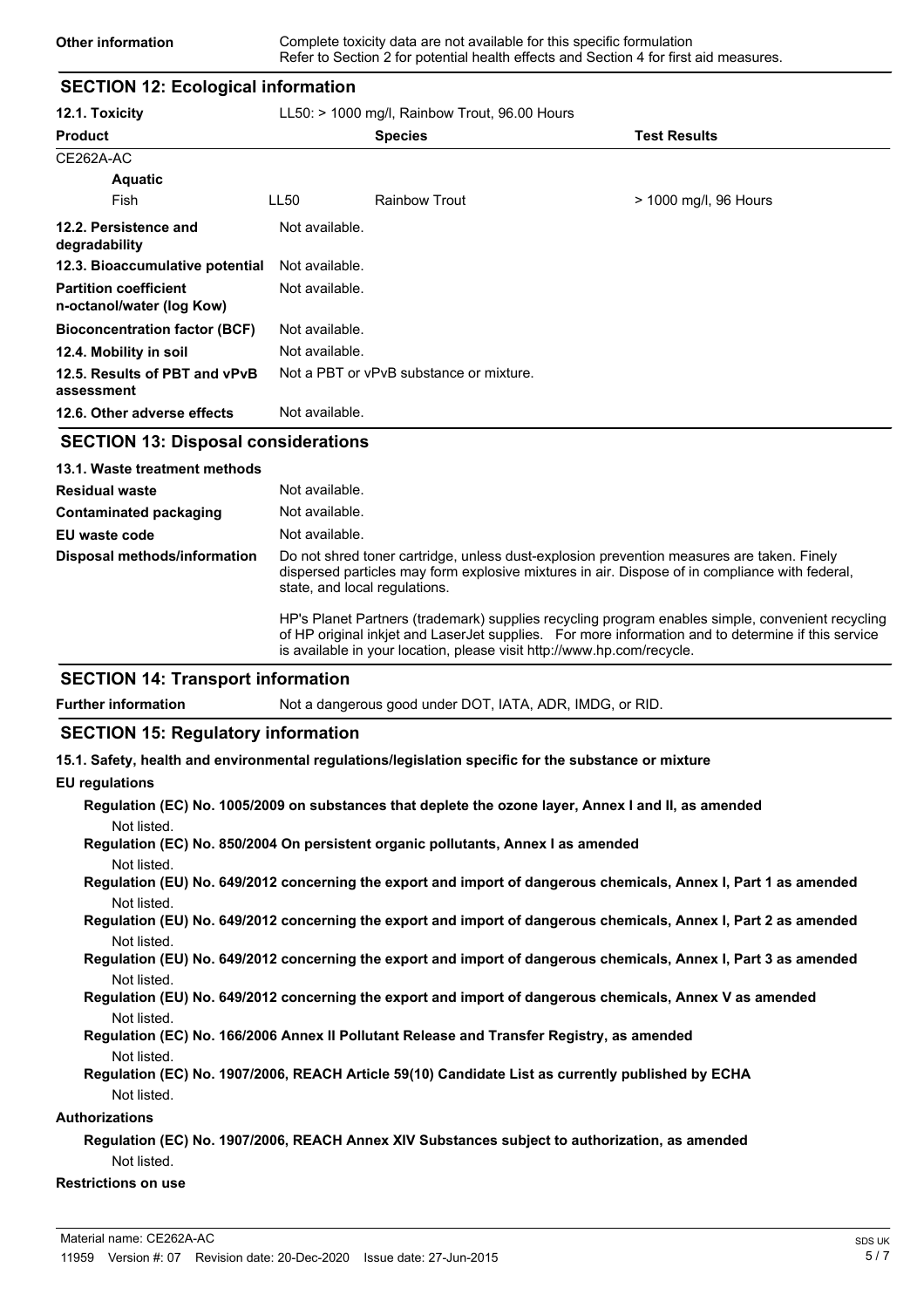| | |
|---|---|
| **Other information** | Complete toxicity data are not available for this specific formulation<br>Refer to Section 2 for potential health effects and Section 4 for first aid measures. |

## SECTION 12: Ecological information

**12.1. Toxicity** LL50: > 1000 mg/l, Rainbow Trout, 96.00 Hours

| Product | | Species | Test Results |
|---|---|---|---|
| CE262A-AC | | | |
| **Aquatic** | | | |
| Fish | LL50 | Rainbow Trout | > 1000 mg/l, 96 Hours |

| | |
|---|---|
| **12.2. Persistence and degradability** | Not available. |
| **12.3. Bioaccumulative potential** | Not available. |
| **Partition coefficient n-octanol/water (log Kow)** | Not available. |
| **Bioconcentration factor (BCF)** | Not available. |
| **12.4. Mobility in soil** | Not available. |
| **12.5. Results of PBT and vPvB assessment** | Not a PBT or vPvB substance or mixture. |
| **12.6. Other adverse effects** | Not available. |

## SECTION 13: Disposal considerations

**13.1. Waste treatment methods**

| | |
|---|---|
| **Residual waste** | Not available. |
| **Contaminated packaging** | Not available. |
| **EU waste code** | Not available. |
| **Disposal methods/information** | Do not shred toner cartridge, unless dust-explosion prevention measures are taken. Finely dispersed particles may form explosive mixtures in air. Dispose of in compliance with federal, state, and local regulations.<br><br>HP's Planet Partners (trademark) supplies recycling program enables simple, convenient recycling of HP original inkjet and LaserJet supplies. For more information and to determine if this service is available in your location, please visit http://www.hp.com/recycle. |

## SECTION 14: Transport information

| | |
|---|---|
| **Further information** | Not a dangerous good under DOT, IATA, ADR, IMDG, or RID. |

## SECTION 15: Regulatory information

**15.1. Safety, health and environmental regulations/legislation specific for the substance or mixture**

**EU regulations**

**Regulation (EC) No. 1005/2009 on substances that deplete the ozone layer, Annex I and II, as amended**
Not listed.

**Regulation (EC) No. 850/2004 On persistent organic pollutants, Annex I as amended**
Not listed.

**Regulation (EU) No. 649/2012 concerning the export and import of dangerous chemicals, Annex I, Part 1 as amended**
Not listed.

**Regulation (EU) No. 649/2012 concerning the export and import of dangerous chemicals, Annex I, Part 2 as amended**
Not listed.

**Regulation (EU) No. 649/2012 concerning the export and import of dangerous chemicals, Annex I, Part 3 as amended**
Not listed.

**Regulation (EU) No. 649/2012 concerning the export and import of dangerous chemicals, Annex V as amended**
Not listed.

**Regulation (EC) No. 166/2006 Annex II Pollutant Release and Transfer Registry, as amended**
Not listed.

**Regulation (EC) No. 1907/2006, REACH Article 59(10) Candidate List as currently published by ECHA**
Not listed.

**Authorizations**

**Regulation (EC) No. 1907/2006, REACH Annex XIV Substances subject to authorization, as amended**
Not listed.

**Restrictions on use**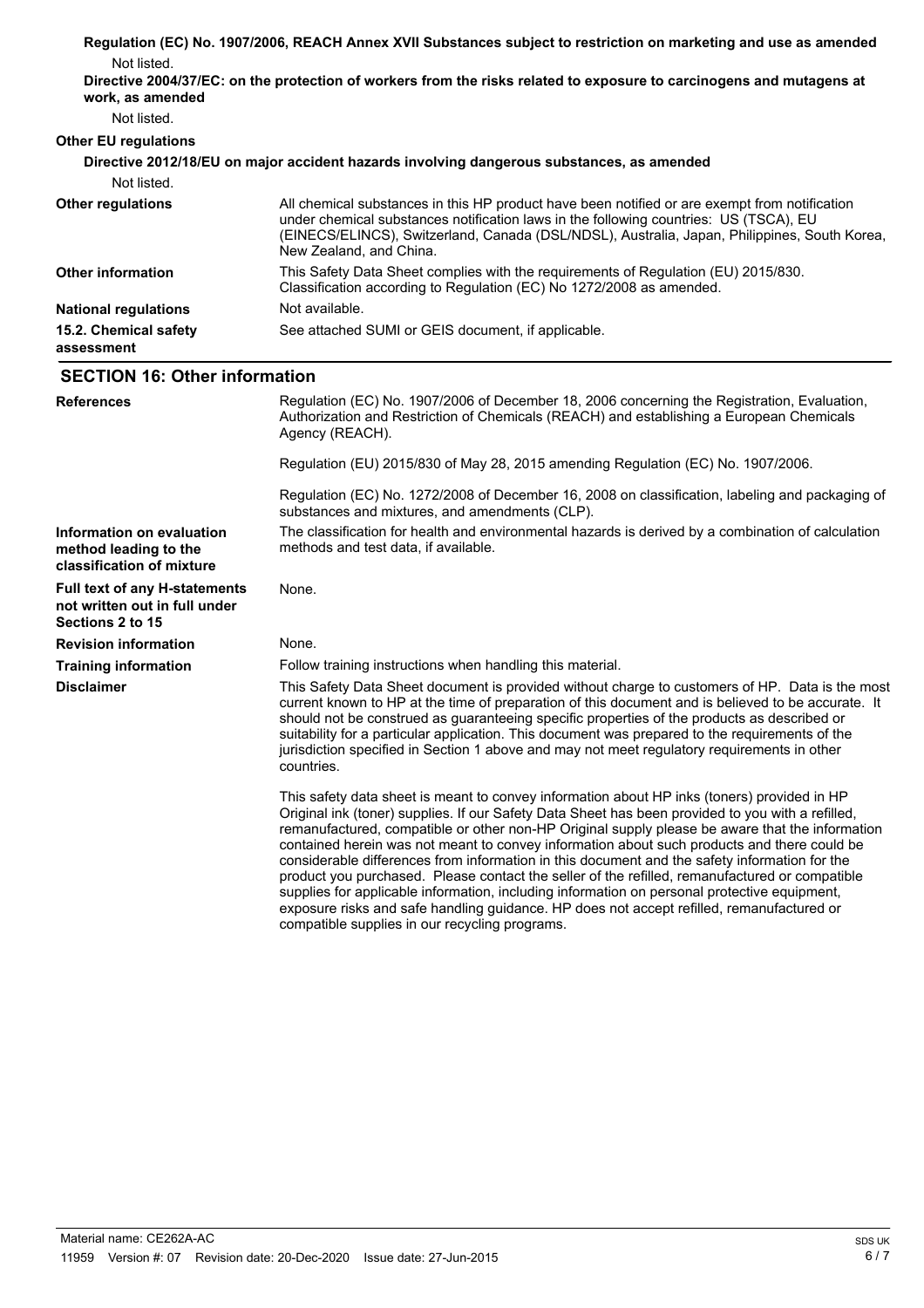**Regulation (EC) No. 1907/2006, REACH Annex XVII Substances subject to restriction on marketing and use as amended**

Not listed.

**Directive 2004/37/EC: on the protection of workers from the risks related to exposure to carcinogens and mutagens at work, as amended**

Not listed.

**Other EU regulations**

**Directive 2012/18/EU on major accident hazards involving dangerous substances, as amended**

Not listed.

| | |
|---|---|
| **Other regulations** | All chemical substances in this HP product have been notified or are exempt from notification under chemical substances notification laws in the following countries: US (TSCA), EU (EINECS/ELINCS), Switzerland, Canada (DSL/NDSL), Australia, Japan, Philippines, South Korea, New Zealand, and China. |
| **Other information** | This Safety Data Sheet complies with the requirements of Regulation (EU) 2015/830. Classification according to Regulation (EC) No 1272/2008 as amended. |
| **National regulations** | Not available. |
| **15.2. Chemical safety assessment** | See attached SUMI or GEIS document, if applicable. |

## SECTION 16: Other information

| | |
|---|---|
| **References** | Regulation (EC) No. 1907/2006 of December 18, 2006 concerning the Registration, Evaluation, Authorization and Restriction of Chemicals (REACH) and establishing a European Chemicals Agency (REACH).<br><br>Regulation (EU) 2015/830 of May 28, 2015 amending Regulation (EC) No. 1907/2006.<br><br>Regulation (EC) No. 1272/2008 of December 16, 2008 on classification, labeling and packaging of substances and mixtures, and amendments (CLP). |
| **Information on evaluation method leading to the classification of mixture** | The classification for health and environmental hazards is derived by a combination of calculation methods and test data, if available. |
| **Full text of any H-statements not written out in full under Sections 2 to 15** | None. |
| **Revision information** | None. |
| **Training information** | Follow training instructions when handling this material. |
| **Disclaimer** | This Safety Data Sheet document is provided without charge to customers of HP. Data is the most current known to HP at the time of preparation of this document and is believed to be accurate. It should not be construed as guaranteeing specific properties of the products as described or suitability for a particular application. This document was prepared to the requirements of the jurisdiction specified in Section 1 above and may not meet regulatory requirements in other countries.<br><br>This safety data sheet is meant to convey information about HP inks (toners) provided in HP Original ink (toner) supplies. If our Safety Data Sheet has been provided to you with a refilled, remanufactured, compatible or other non-HP Original supply please be aware that the information contained herein was not meant to convey information about such products and there could be considerable differences from information in this document and the safety information for the product you purchased. Please contact the seller of the refilled, remanufactured or compatible supplies for applicable information, including information on personal protective equipment, exposure risks and safe handling guidance. HP does not accept refilled, remanufactured or compatible supplies in our recycling programs. |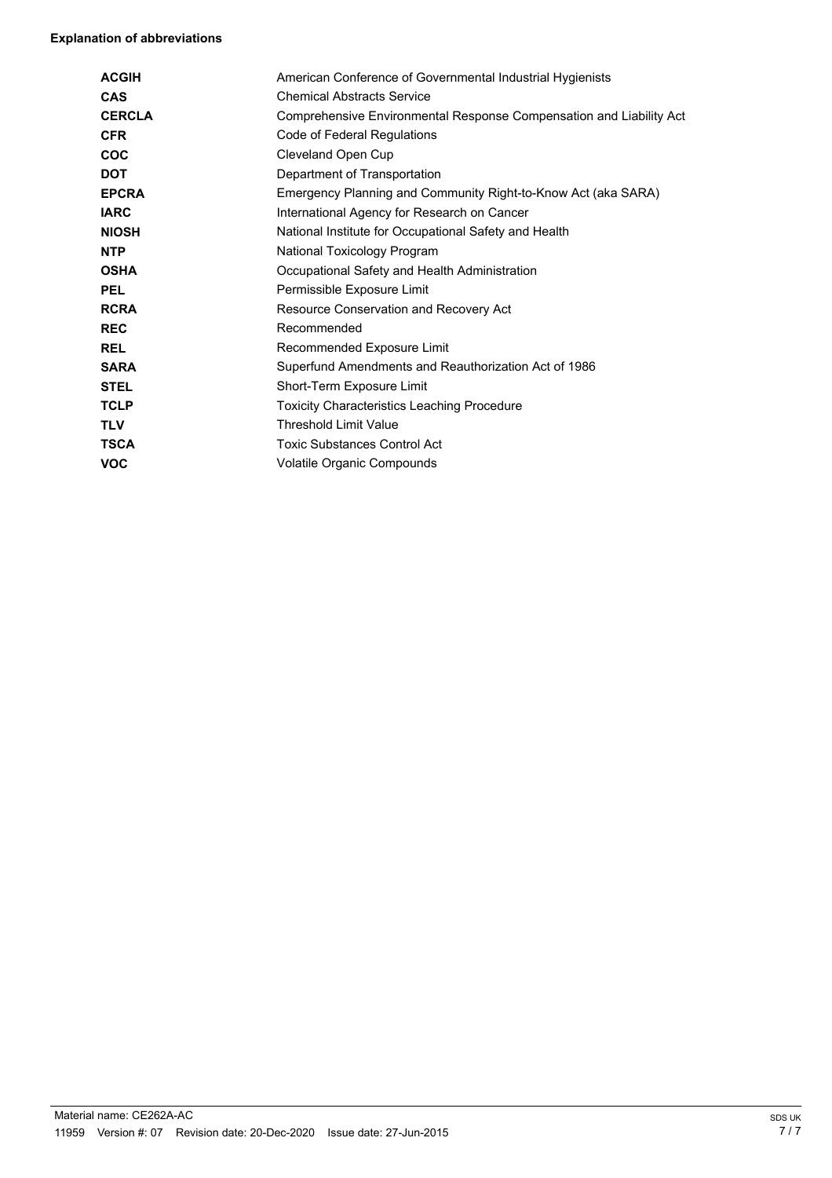**Explanation of abbreviations**

| | |
|---|---|
| **ACGIH** | American Conference of Governmental Industrial Hygienists |
| **CAS** | Chemical Abstracts Service |
| **CERCLA** | Comprehensive Environmental Response Compensation and Liability Act |
| **CFR** | Code of Federal Regulations |
| **COC** | Cleveland Open Cup |
| **DOT** | Department of Transportation |
| **EPCRA** | Emergency Planning and Community Right-to-Know Act (aka SARA) |
| **IARC** | International Agency for Research on Cancer |
| **NIOSH** | National Institute for Occupational Safety and Health |
| **NTP** | National Toxicology Program |
| **OSHA** | Occupational Safety and Health Administration |
| **PEL** | Permissible Exposure Limit |
| **RCRA** | Resource Conservation and Recovery Act |
| **REC** | Recommended |
| **REL** | Recommended Exposure Limit |
| **SARA** | Superfund Amendments and Reauthorization Act of 1986 |
| **STEL** | Short-Term Exposure Limit |
| **TCLP** | Toxicity Characteristics Leaching Procedure |
| **TLV** | Threshold Limit Value |
| **TSCA** | Toxic Substances Control Act |
| **VOC** | Volatile Organic Compounds |